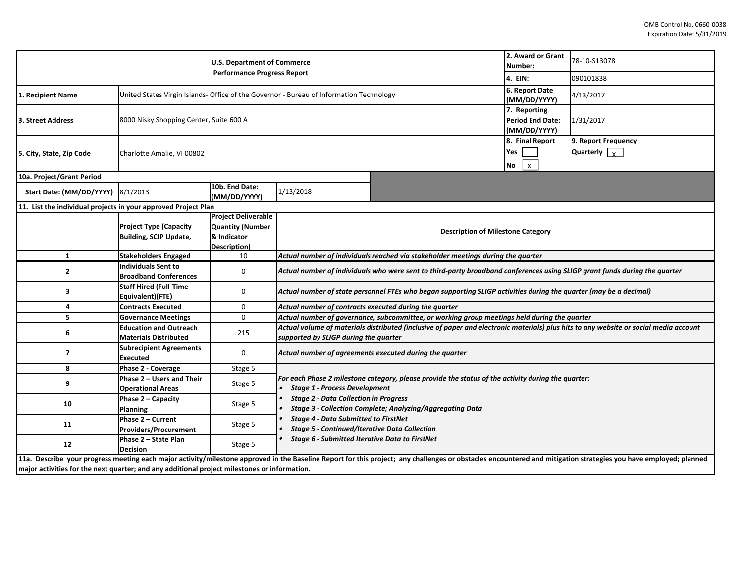OMB Control No. 0660-0038
Expiration Date: 5/31/2019

| U.S. Department of Commerce<br>Performance Progress Report | | 2. Award or Grant Number: | 78-10-S13078 |
|---|---|---|---|
| | | 4. EIN: | 090101838 |
| 1. Recipient Name | United States Virgin Islands- Office of the Governor - Bureau of Information Technology | 6. Report Date (MM/DD/YYYY) | 4/13/2017 |
| 3. Street Address | 8000 Nisky Shopping Center, Suite 600 A | 7. Reporting Period End Date: (MM/DD/YYYY) | 1/31/2017 |
| 5. City, State, Zip Code | Charlotte Amalie, VI 00802 | 8. Final Report<br>Yes [ ]<br>No [x] | 9. Report Frequency<br>Quarterly [x] |

| 10a. Project/Grant Period | | | |
|---|---|---|---|
| Start Date: (MM/DD/YYYY) | 8/1/2013 | 10b. End Date: (MM/DD/YYYY) | 1/13/2018 |

**11. List the individual projects in your approved Project Plan**

| | Project Type (Capacity Building, SCIP Update, | Project Deliverable Quantity (Number & Indicator Description) | Description of Milestone Category |
|---|---|---|---|
| 1 | **Stakeholders Engaged** | 10 | *Actual number of individuals reached via stakeholder meetings during the quarter* |
| 2 | **Individuals Sent to Broadband Conferences** | 0 | *Actual number of individuals who were sent to third-party broadband conferences using SLIGP grant funds during the quarter* |
| 3 | **Staff Hired (Full-Time Equivalent)(FTE)** | 0 | *Actual number of state personnel FTEs who began supporting SLIGP activities during the quarter (may be a decimal)* |
| 4 | **Contracts Executed** | 0 | *Actual number of contracts executed during the quarter* |
| 5 | **Governance Meetings** | 0 | *Actual number of governance, subcommittee, or working group meetings held during the quarter* |
| 6 | **Education and Outreach Materials Distributed** | 215 | *Actual volume of materials distributed (inclusive of paper and electronic materials) plus hits to any website or social media account supported by SLIGP during the quarter* |
| 7 | **Subrecipient Agreements Executed** | 0 | *Actual number of agreements executed during the quarter* |
| 8 | **Phase 2 - Coverage** | Stage 5 | *For each Phase 2 milestone category, please provide the status of the activity during the quarter:*<br>• *Stage 1 - Process Development*<br>• *Stage 2 - Data Collection in Progress*<br>• *Stage 3 - Collection Complete; Analyzing/Aggregating Data*<br>• *Stage 4 - Data Submitted to FirstNet*<br>• *Stage 5 - Continued/Iterative Data Collection*<br>• *Stage 6 - Submitted Iterative Data to FirstNet* |
| 9 | **Phase 2 – Users and Their Operational Areas** | Stage 5 | |
| 10 | **Phase 2 – Capacity Planning** | Stage 5 | |
| 11 | **Phase 2 – Current Providers/Procurement** | Stage 5 | |
| 12 | **Phase 2 – State Plan Decision** | Stage 5 | |

**11a. Describe your progress meeting each major activity/milestone approved in the Baseline Report for this project; any challenges or obstacles encountered and mitigation strategies you have employed; planned major activities for the next quarter; and any additional project milestones or information.**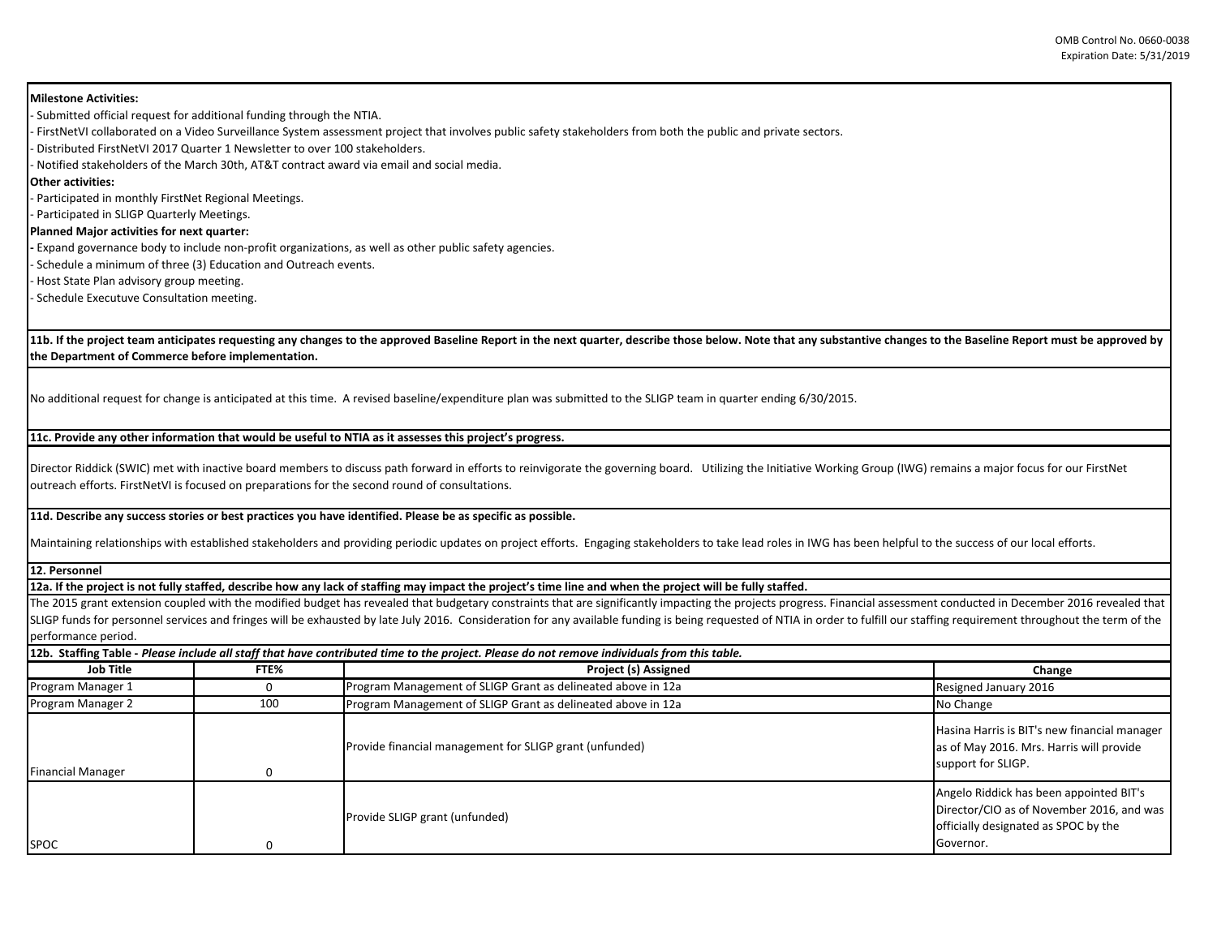**Milestone Activities:**

- Submitted official request for additional funding through the NTIA.
- FirstNetVI collaborated on a Video Surveillance System assessment project that involves public safety stakeholders from both the public and private sectors.
- Distributed FirstNetVI 2017 Quarter 1 Newsletter to over 100 stakeholders.
- Notified stakeholders of the March 30th, AT&T contract award via email and social media.

**Other activities:**

- Participated in monthly FirstNet Regional Meetings.
- Participated in SLIGP Quarterly Meetings.

**Planned Major activities for next quarter:**

- Expand governance body to include non-profit organizations, as well as other public safety agencies.
- Schedule a minimum of three (3) Education and Outreach events.
- Host State Plan advisory group meeting.
- Schedule Executuve Consultation meeting.

**11b. If the project team anticipates requesting any changes to the approved Baseline Report in the next quarter, describe those below. Note that any substantive changes to the Baseline Report must be approved by the Department of Commerce before implementation.**

No additional request for change is anticipated at this time. A revised baseline/expenditure plan was submitted to the SLIGP team in quarter ending 6/30/2015.

**11c. Provide any other information that would be useful to NTIA as it assesses this project's progress.**

Director Riddick (SWIC) met with inactive board members to discuss path forward in efforts to reinvigorate the governing board. Utilizing the Initiative Working Group (IWG) remains a major focus for our FirstNet outreach efforts. FirstNetVI is focused on preparations for the second round of consultations.

**11d. Describe any success stories or best practices you have identified. Please be as specific as possible.**

Maintaining relationships with established stakeholders and providing periodic updates on project efforts. Engaging stakeholders to take lead roles in IWG has been helpful to the success of our local efforts.

**12. Personnel**

**12a. If the project is not fully staffed, describe how any lack of staffing may impact the project's time line and when the project will be fully staffed.**

The 2015 grant extension coupled with the modified budget has revealed that budgetary constraints that are significantly impacting the projects progress. Financial assessment conducted in December 2016 revealed that SLIGP funds for personnel services and fringes will be exhausted by late July 2016. Consideration for any available funding is being requested of NTIA in order to fulfill our staffing requirement throughout the term of the performance period.

**12b. Staffing Table -** ***Please include all staff that have contributed time to the project. Please do not remove individuals from this table.***

| Job Title | FTE% | Project (s) Assigned | Change |
|---|---|---|---|
| Program Manager 1 | 0 | Program Management of SLIGP Grant as delineated above in 12a | Resigned January 2016 |
| Program Manager 2 | 100 | Program Management of SLIGP Grant as delineated above in 12a | No Change |
| Financial Manager | 0 | Provide financial management for SLIGP grant (unfunded) | Hasina Harris is BIT's new financial manager as of May 2016. Mrs. Harris will provide support for SLIGP. |
| SPOC | 0 | Provide SLIGP grant (unfunded) | Angelo Riddick has been appointed BIT's Director/CIO as of November 2016, and was officially designated as SPOC by the Governor. |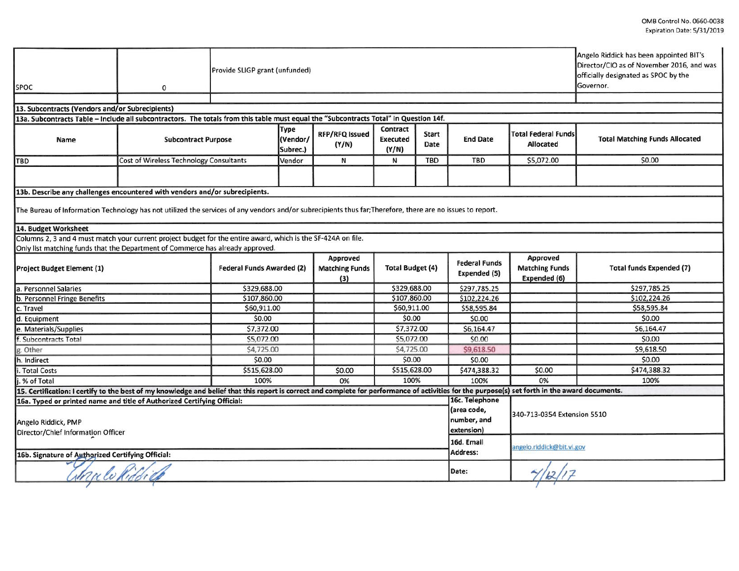OMB Control No. 0660-0038
Expiration Date: 5/31/2019

| | | | |
|---|---|---|---|
| SPOC | 0 | Provide SLIGP grant (unfunded) | Angelo Riddick has been appointed BIT's Director/CIO as of November 2016, and was officially designated as SPOC by the Governor. |
| | | | |

**13. Subcontracts (Vendors and/or Subrecipients)**

**13a. Subcontracts Table – Include all subcontractors. The totals from this table must equal the "Subcontracts Total" in Question 14f.**

| Name | Subcontract Purpose | Type (Vendor/ Subrec.) | RFP/RFQ Issued (Y/N) | Contract Executed (Y/N) | Start Date | End Date | Total Federal Funds Allocated | Total Matching Funds Allocated |
|---|---|---|---|---|---|---|---|---|
| TBD | Cost of Wireless Technology Consultants | Vendor | N | N | TBD | TBD | $5,072.00 | $0.00 |
| | | | | | | | | |

**13b. Describe any challenges encountered with vendors and/or subrecipients.**

The Bureau of Information Technology has not utilized the services of any vendors and/or subrecipients thus far;Therefore, there are no issues to report.

**14. Budget Worksheet**

Columns 2, 3 and 4 must match your current project budget for the entire award, which is the SF-424A on file.
Only list matching funds that the Department of Commerce has already approved.

| Project Budget Element (1) | Federal Funds Awarded (2) | Approved Matching Funds (3) | Total Budget (4) | Federal Funds Expended (5) | Approved Matching Funds Expended (6) | Total funds Expended (7) |
|---|---|---|---|---|---|---|
| a. Personnel Salaries | $329,688.00 | | $329,688.00 | $297,785.25 | | $297,785.25 |
| b. Personnel Fringe Benefits | $107,860.00 | | $107,860.00 | $102,224.26 | | $102,224.26 |
| c. Travel | $60,911.00 | | $60,911.00 | $58,595.84 | | $58,595.84 |
| d. Equipment | $0.00 | | $0.00 | $0.00 | | $0.00 |
| e. Materials/Supplies | $7,372.00 | | $7,372.00 | $6,164.47 | | $6,164.47 |
| f. Subcontracts Total | $5,072.00 | | $5,072.00 | $0.00 | | $0.00 |
| g. Other | $4,725.00 | | $4,725.00 | $9,618.50 | | $9,618.50 |
| h. Indirect | $0.00 | | $0.00 | $0.00 | | $0.00 |
| i. Total Costs | $515,628.00 | $0.00 | $515,628.00 | $474,388.32 | $0.00 | $474,388.32 |
| j. % of Total | 100% | 0% | 100% | 100% | 0% | 100% |

**15. Certification: I certify to the best of my knowledge and belief that this report is correct and complete for performance of activities for the purpose(s) set forth in the award documents.**

| | | |
|---|---|---|
| **16a. Typed or printed name and title of Authorized Certifying Official:** Angelo Riddick, PMP Director/Chief Information Officer | **16c. Telephone (area code, number, and extension)** | 340-713-0354 Extension 5510 |
| **16b. Signature of Authorized Certifying Official:** | **16d. Email Address:** | angelo.riddick@bit.vi.gov |
| Angelo Riddick | **Date:** | 4/12/17 |